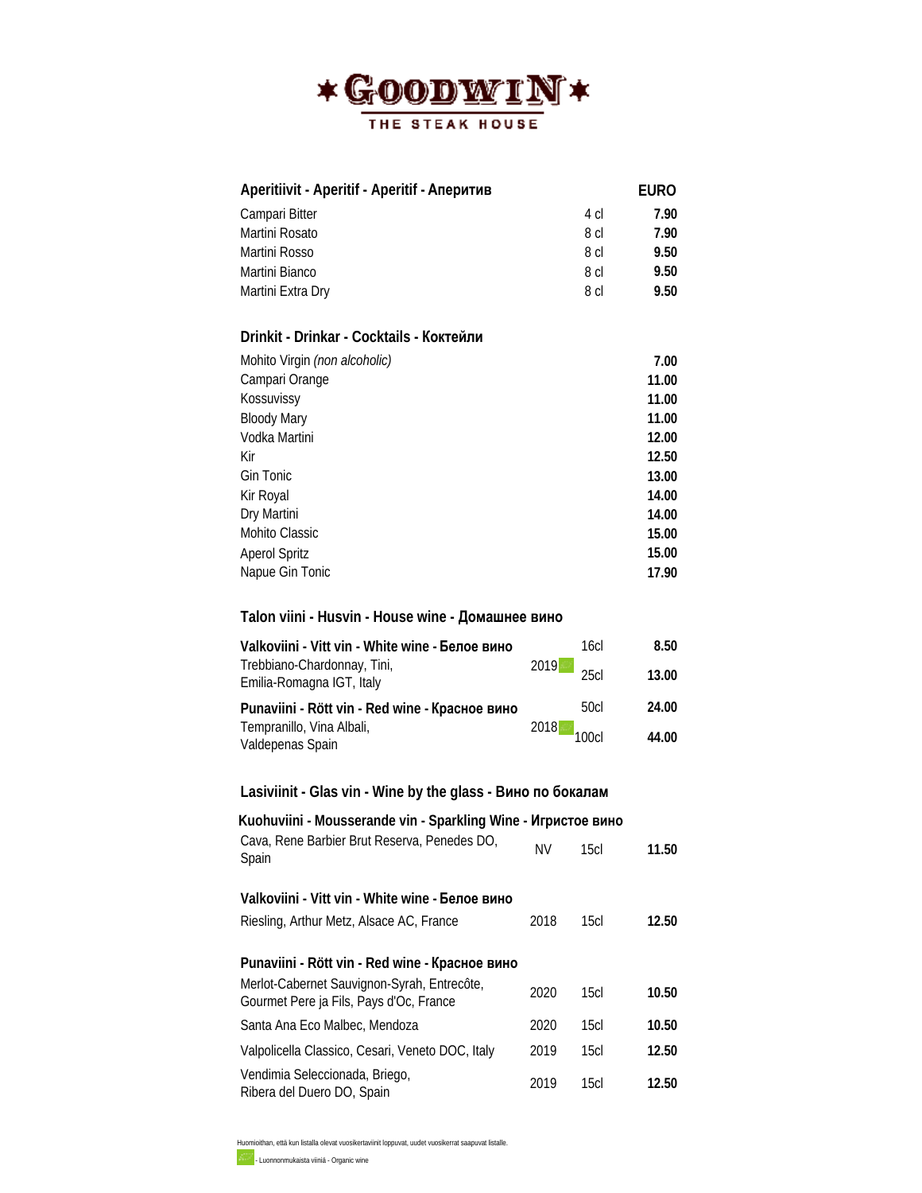# ★ GOODWIN ★

THE STEAK HOUSE

| Aperitiivit - Aperitif - Aperitif - Аперитив | | EURO |
|---|---|---|
| Campari Bitter | 4 cl | 7.90 |
| Martini Rosato | 8 cl | 7.90 |
| Martini Rosso | 8 cl | 9.50 |
| Martini Bianco | 8 cl | 9.50 |
| Martini Extra Dry | 8 cl | 9.50 |

## Drinkit - Drinkar - Cocktails - Коктейли

| | |
|---|---|
| Mohito Virgin *(non alcoholic)* | 7.00 |
| Campari Orange | 11.00 |
| Kossuvissy | 11.00 |
| Bloody Mary | 11.00 |
| Vodka Martini | 12.00 |
| Kir | 12.50 |
| Gin Tonic | 13.00 |
| Kir Royal | 14.00 |
| Dry Martini | 14.00 |
| Mohito Classic | 15.00 |
| Aperol Spritz | 15.00 |
| Napue Gin Tonic | 17.90 |

## Talon viini - Husvin - House wine - Домашнее вино

| | | | |
|---|---|---|---|
| **Valkoviini - Vitt vin - White wine - Белое вино** | | 16cl | 8.50 |
| Trebbiano-Chardonnay, Tini, Emilia-Romagna IGT, Italy | 2019 (organic) | 25cl | 13.00 |
| **Punaviini - Rött vin - Red wine - Красное вино** | | 50cl | 24.00 |
| Tempranillo, Vina Albali, Valdepenas Spain | 2018 (organic) | 100cl | 44.00 |

## Lasiviinit - Glas vin - Wine by the glass - Вино по бокалам

| | | | |
|---|---|---|---|
| **Kuohuviini - Mousserande vin - Sparkling Wine - Игристое вино** | | | |
| Cava, Rene Barbier Brut Reserva, Penedes DO, Spain | NV | 15cl | 11.50 |
| **Valkoviini - Vitt vin - White wine - Белое вино** | | | |
| Riesling, Arthur Metz, Alsace AC, France | 2018 | 15cl | 12.50 |
| **Punaviini - Rött vin - Red wine - Красное вино** | | | |
| Merlot-Cabernet Sauvignon-Syrah, Entrecôte, Gourmet Pere ja Fils, Pays d'Oc, France | 2020 | 15cl | 10.50 |
| Santa Ana Eco Malbec, Mendoza | 2020 | 15cl | 10.50 |
| Valpolicella Classico, Cesari, Veneto DOC, Italy | 2019 | 15cl | 12.50 |
| Vendimia Seleccionada, Briego, Ribera del Duero DO, Spain | 2019 | 15cl | 12.50 |

Huomioithan, että kun listalla olevat vuosikertaviinit loppuvat, uudet vuosikerrat saapuvat listalle.

(organic) - Luonnonmukaista viiniä - Organic wine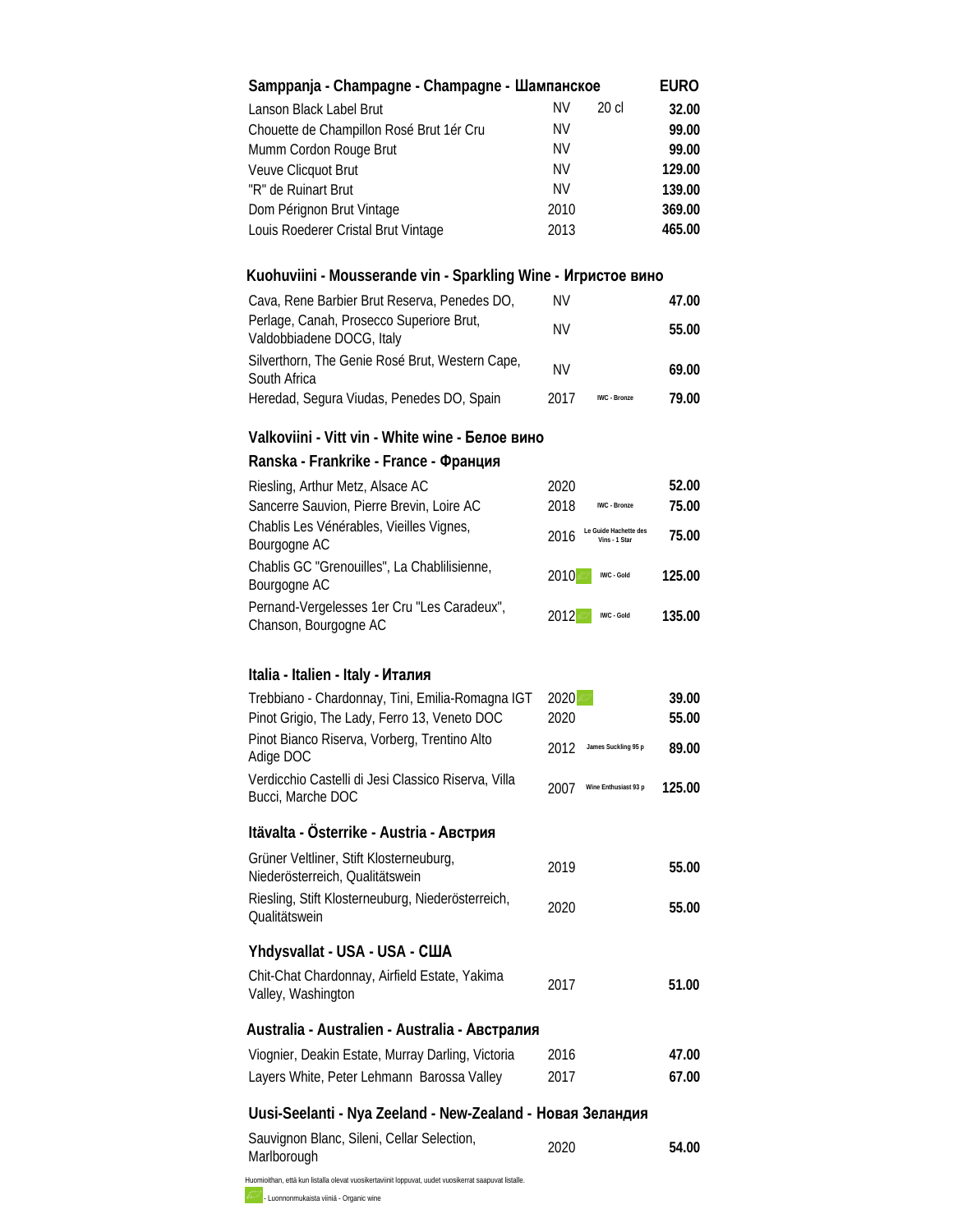## Samppanja - Champagne - Champagne - Шампанское

| | | | EURO |
|---|---|---|---|
| Lanson Black Label Brut | NV | 20 cl | 32.00 |
| Chouette de Champillon Rosé Brut 1ér Cru | NV | | 99.00 |
| Mumm Cordon Rouge Brut | NV | | 99.00 |
| Veuve Clicquot Brut | NV | | 129.00 |
| "R" de Ruinart Brut | NV | | 139.00 |
| Dom Pérignon Brut Vintage | 2010 | | 369.00 |
| Louis Roederer Cristal Brut Vintage | 2013 | | 465.00 |

## Kuohuviini - Mousserande vin - Sparkling Wine - Игристое вино

| | | | |
|---|---|---|---|
| Cava, Rene Barbier Brut Reserva, Penedes DO, | NV | | 47.00 |
| Perlage, Canah, Prosecco Superiore Brut, Valdobbiadene DOCG, Italy | NV | | 55.00 |
| Silverthorn, The Genie Rosé Brut, Western Cape, South Africa | NV | | 69.00 |
| Heredad, Segura Viudas, Penedes DO, Spain | 2017 | IWC - Bronze | 79.00 |

## Valkoviini - Vitt vin - White wine - Белое вино

### Ranska - Frankrike - France - Франция

| | | | |
|---|---|---|---|
| Riesling, Arthur Metz, Alsace AC | 2020 | | 52.00 |
| Sancerre Sauvion, Pierre Brevin, Loire AC | 2018 | IWC - Bronze | 75.00 |
| Chablis Les Vénérables, Vieilles Vignes, Bourgogne AC | 2016 | Le Guide Hachette des Vins - 1 Star | 75.00 |
| Chablis GC "Grenouilles", La Chablilisienne, Bourgogne AC | 2010 (organic) | IWC - Gold | 125.00 |
| Pernand-Vergelesses 1er Cru "Les Caradeux", Chanson, Bourgogne AC | 2012 (organic) | IWC - Gold | 135.00 |

### Italia - Italien - Italy - Италия

| | | | |
|---|---|---|---|
| Trebbiano - Chardonnay, Tini, Emilia-Romagna IGT | 2020 (organic) | | 39.00 |
| Pinot Grigio, The Lady, Ferro 13, Veneto DOC | 2020 | | 55.00 |
| Pinot Bianco Riserva, Vorberg, Trentino Alto Adige DOC | 2012 | James Suckling 95 p | 89.00 |
| Verdicchio Castelli di Jesi Classico Riserva, Villa Bucci, Marche DOC | 2007 | Wine Enthusiast 93 p | 125.00 |

### Itävalta - Österrike - Austria - Австрия

| | | | |
|---|---|---|---|
| Grüner Veltliner, Stift Klosterneuburg, Niederösterreich, Qualitätswein | 2019 | | 55.00 |
| Riesling, Stift Klosterneuburg, Niederösterreich, Qualitätswein | 2020 | | 55.00 |

### Yhdysvallat - USA - USA - США

| | | | |
|---|---|---|---|
| Chit-Chat Chardonnay, Airfield Estate, Yakima Valley, Washington | 2017 | | 51.00 |

### Australia - Australien - Australia - Австралия

| | | | |
|---|---|---|---|
| Viognier, Deakin Estate, Murray Darling, Victoria | 2016 | | 47.00 |
| Layers White, Peter Lehmann Barossa Valley | 2017 | | 67.00 |

### Uusi-Seelanti - Nya Zeeland - New-Zealand - Новая Зеландия

| | | | |
|---|---|---|---|
| Sauvignon Blanc, Sileni, Cellar Selection, Marlborough | 2020 | | 54.00 |

Huomioithan, että kun listalla olevat vuosikertaviinit loppuvat, uudet vuosikerrat saapuvat listalle.

(organic) - Luonnonmukaista viiniä - Organic wine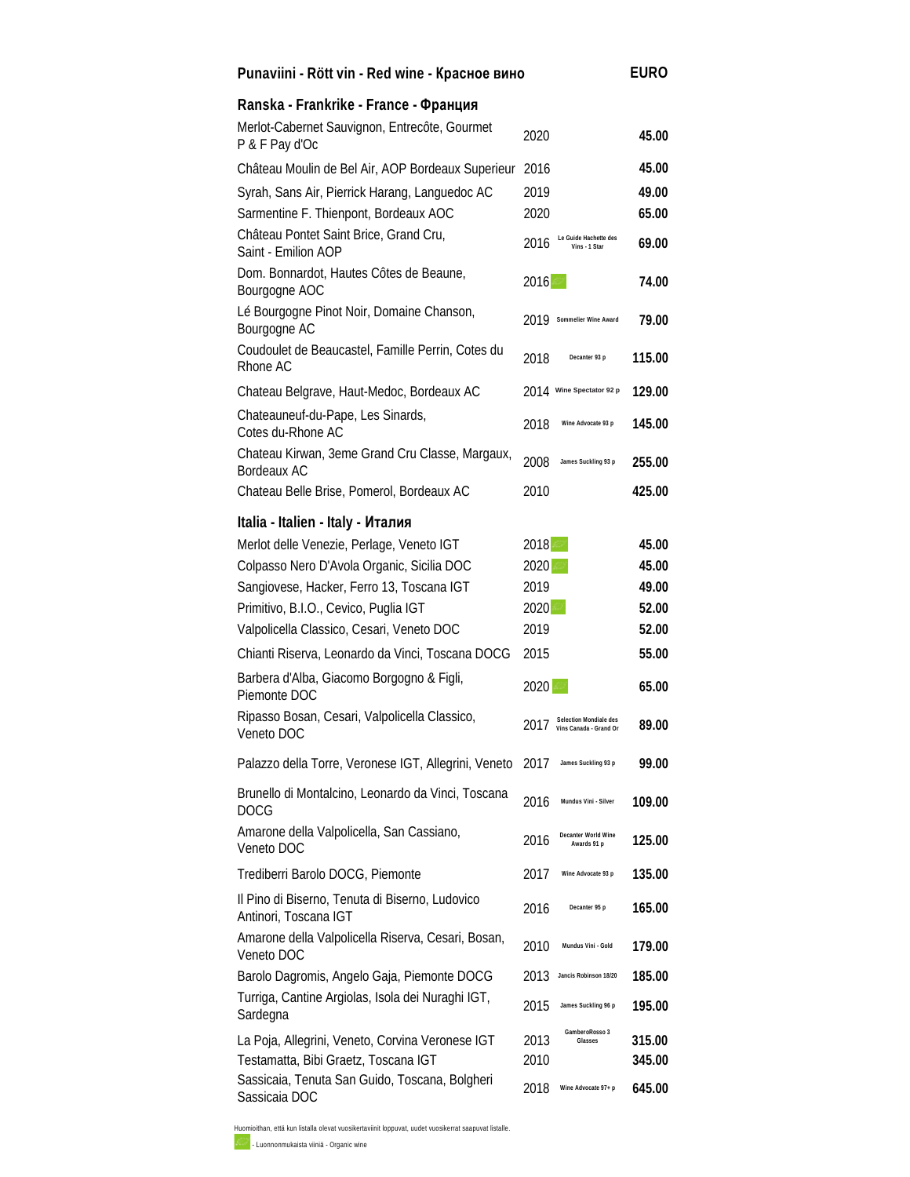# Punaviini - Rött vin - Red wine - Красное вино

## Ranska - Frankrike - France - Франция

| Wine | Vintage | Award | EURO |
|---|---|---|---|
| Merlot-Cabernet Sauvignon, Entrecôte, Gourmet P & F Pay d'Oc | 2020 | | 45.00 |
| Château Moulin de Bel Air, AOP Bordeaux Superieur | 2016 | | 45.00 |
| Syrah, Sans Air, Pierrick Harang, Languedoc AC | 2019 | | 49.00 |
| Sarmentine F. Thienpont, Bordeaux AOC | 2020 | | 65.00 |
| Château Pontet Saint Brice, Grand Cru, Saint - Emilion AOP | 2016 | Le Guide Hachette des Vins - 1 Star | 69.00 |
| Dom. Bonnardot, Hautes Côtes de Beaune, Bourgogne AOC | 2016 | Organic | 74.00 |
| Lé Bourgogne Pinot Noir, Domaine Chanson, Bourgogne AC | 2019 | Sommelier Wine Award | 79.00 |
| Coudoulet de Beaucastel, Famille Perrin, Cotes du Rhone AC | 2018 | Decanter 93 p | 115.00 |
| Chateau Belgrave, Haut-Medoc, Bordeaux AC | 2014 | Wine Spectator 92 p | 129.00 |
| Chateauneuf-du-Pape, Les Sinards, Cotes du-Rhone AC | 2018 | Wine Advocate 93 p | 145.00 |
| Chateau Kirwan, 3eme Grand Cru Classe, Margaux, Bordeaux AC | 2008 | James Suckling 93 p | 255.00 |
| Chateau Belle Brise, Pomerol, Bordeaux AC | 2010 | | 425.00 |

## Italia - Italien - Italy - Италия

| Wine | Vintage | Award | EURO |
|---|---|---|---|
| Merlot delle Venezie, Perlage, Veneto IGT | 2018 | Organic | 45.00 |
| Colpasso Nero D'Avola Organic, Sicilia DOC | 2020 | Organic | 45.00 |
| Sangiovese, Hacker, Ferro 13, Toscana IGT | 2019 | | 49.00 |
| Primitivo, B.I.O., Cevico, Puglia IGT | 2020 | Organic | 52.00 |
| Valpolicella Classico, Cesari, Veneto DOC | 2019 | | 52.00 |
| Chianti Riserva, Leonardo da Vinci, Toscana DOCG | 2015 | | 55.00 |
| Barbera d'Alba, Giacomo Borgogno & Figli, Piemonte DOC | 2020 | Organic | 65.00 |
| Ripasso Bosan, Cesari, Valpolicella Classico, Veneto DOC | 2017 | Selection Mondiale des Vins Canada - Grand Or | 89.00 |
| Palazzo della Torre, Veronese IGT, Allegrini, Veneto | 2017 | James Suckling 93 p | 99.00 |
| Brunello di Montalcino, Leonardo da Vinci, Toscana DOCG | 2016 | Mundus Vini - Silver | 109.00 |
| Amarone della Valpolicella, San Cassiano, Veneto DOC | 2016 | Decanter World Wine Awards 91 p | 125.00 |
| Trediberri Barolo DOCG, Piemonte | 2017 | Wine Advocate 93 p | 135.00 |
| Il Pino di Biserno, Tenuta di Biserno, Ludovico Antinori, Toscana IGT | 2016 | Decanter 95 p | 165.00 |
| Amarone della Valpolicella Riserva, Cesari, Bosan, Veneto DOC | 2010 | Mundus Vini - Gold | 179.00 |
| Barolo Dagromis, Angelo Gaja, Piemonte DOCG | 2013 | Jancis Robinson 18/20 | 185.00 |
| Turriga, Cantine Argiolas, Isola dei Nuraghi IGT, Sardegna | 2015 | James Suckling 96 p | 195.00 |
| La Poja, Allegrini, Veneto, Corvina Veronese IGT | 2013 | GamberoRosso 3 Glasses | 315.00 |
| Testamatta, Bibi Graetz, Toscana IGT | 2010 | | 345.00 |
| Sassicaia, Tenuta San Guido, Toscana, Bolgheri Sassicaia DOC | 2018 | Wine Advocate 97+ p | 645.00 |

Huomioithan, että kun listalla olevat vuosikertaviinit loppuvat, uudet vuosikerrat saapuvat listalle.

Organic - Luonnonmukaista viiniä - Organic wine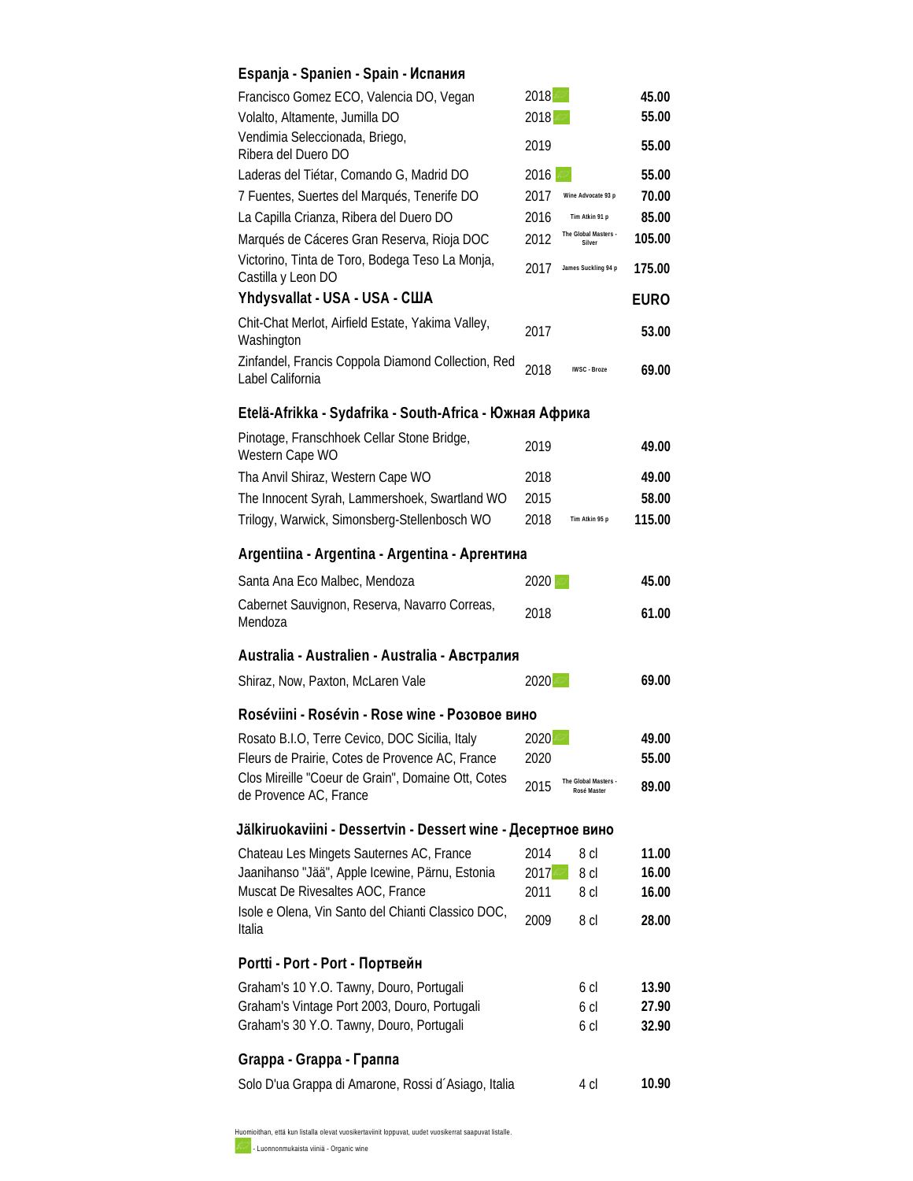## Espanja - Spanien - Spain - Испания

| | | | |
|---|---|---|---|
| Francisco Gomez ECO, Valencia DO, Vegan | 2018 | | 45.00 |
| Volalto, Altamente, Jumilla DO | 2018 | | 55.00 |
| Vendimia Seleccionada, Briego, Ribera del Duero DO | 2019 | | 55.00 |
| Laderas del Tiétar, Comando G, Madrid DO | 2016 | | 55.00 |
| 7 Fuentes, Suertes del Marqués, Tenerife DO | 2017 | Wine Advocate 93 p | 70.00 |
| La Capilla Crianza, Ribera del Duero DO | 2016 | Tim Atkin 91 p | 85.00 |
| Marqués de Cáceres Gran Reserva, Rioja DOC | 2012 | The Global Masters - Silver | 105.00 |
| Victorino, Tinta de Toro, Bodega Teso La Monja, Castilla y Leon DO | 2017 | James Suckling 94 p | 175.00 |

## Yhdysvallat - USA - USA - США

| | | | EURO |
|---|---|---|---|
| Chit-Chat Merlot, Airfield Estate, Yakima Valley, Washington | 2017 | | 53.00 |
| Zinfandel, Francis Coppola Diamond Collection, Red Label California | 2018 | IWSC - Broze | 69.00 |

## Etelä-Afrikka - Sydafrika - South-Africa - Южная Африка

| | | | |
|---|---|---|---|
| Pinotage, Franschhoek Cellar Stone Bridge, Western Cape WO | 2019 | | 49.00 |
| Tha Anvil Shiraz, Western Cape WO | 2018 | | 49.00 |
| The Innocent Syrah, Lammershoek, Swartland WO | 2015 | | 58.00 |
| Trilogy, Warwick, Simonsberg-Stellenbosch WO | 2018 | Tim Atkin 95 p | 115.00 |

## Argentiina - Argentina - Argentina - Аргентина

| | | | |
|---|---|---|---|
| Santa Ana Eco Malbec, Mendoza | 2020 | | 45.00 |
| Cabernet Sauvignon, Reserva, Navarro Correas, Mendoza | 2018 | | 61.00 |

## Australia - Australien - Australia - Австралия

| | | | |
|---|---|---|---|
| Shiraz, Now, Paxton, McLaren Vale | 2020 | | 69.00 |

## Roséviini - Rosévin - Rose wine - Розовое вино

| | | | |
|---|---|---|---|
| Rosato B.I.O, Terre Cevico, DOC Sicilia, Italy | 2020 | | 49.00 |
| Fleurs de Prairie, Cotes de Provence AC, France | 2020 | | 55.00 |
| Clos Mireille "Coeur de Grain", Domaine Ott, Cotes de Provence AC, France | 2015 | The Global Masters - Rosé Master | 89.00 |

## Jälkiruokaviini - Dessertvin - Dessert wine - Десертное вино

| | | | |
|---|---|---|---|
| Chateau Les Mingets Sauternes AC, France | 2014 | 8 cl | 11.00 |
| Jaanihanso "Jää", Apple Icewine, Pärnu, Estonia | 2017 | 8 cl | 16.00 |
| Muscat De Rivesaltes AOC, France | 2011 | 8 cl | 16.00 |
| Isole e Olena, Vin Santo del Chianti Classico DOC, Italia | 2009 | 8 cl | 28.00 |

## Portti - Port - Port - Портвейн

| | | |
|---|---|---|
| Graham's 10 Y.O. Tawny, Douro, Portugali | 6 cl | 13.90 |
| Graham's Vintage Port 2003, Douro, Portugali | 6 cl | 27.90 |
| Graham's 30 Y.O. Tawny, Douro, Portugali | 6 cl | 32.90 |

## Grappa - Grappa - Граппа

| | | |
|---|---|---|
| Solo D'ua Grappa di Amarone, Rossi d´Asiago, Italia | 4 cl | 10.90 |

Huomioithan, että kun listalla olevat vuosikertaviinit loppuvat, uudet vuosikerrat saapuvat listalle.

- Luonnonmukaista viiniä - Organic wine